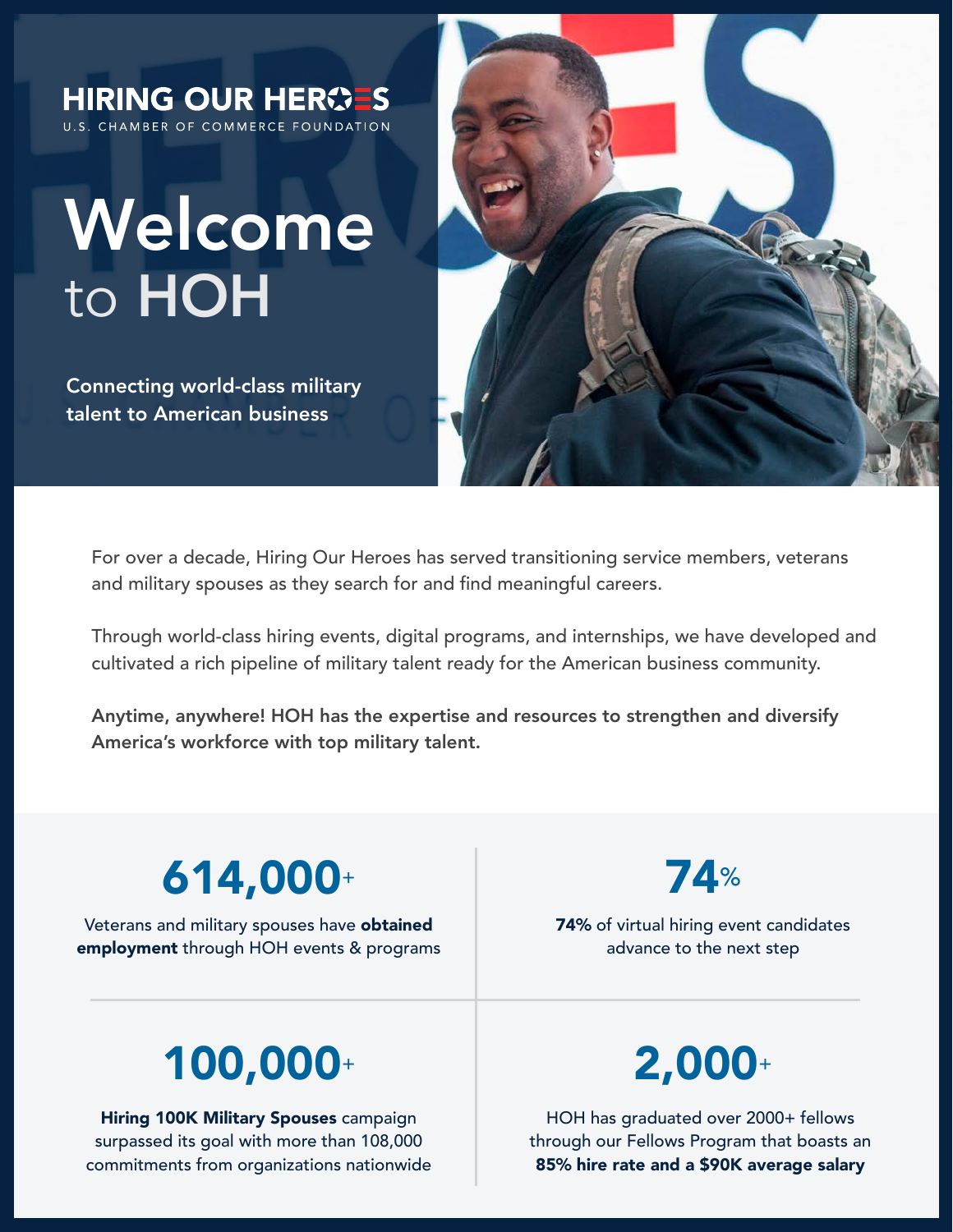HIRING OUR HEROES
U.S. CHAMBER OF COMMERCE FOUNDATION

# Welcome to HOH

**Connecting world-class military talent to American business**

For over a decade, Hiring Our Heroes has served transitioning service members, veterans and military spouses as they search for and find meaningful careers.

Through world-class hiring events, digital programs, and internships, we have developed and cultivated a rich pipeline of military talent ready for the American business community.

**Anytime, anywhere! HOH has the expertise and resources to strengthen and diversify America's workforce with top military talent.**

## 614,000+

Veterans and military spouses have **obtained employment** through HOH events & programs

## 74%

**74%** of virtual hiring event candidates advance to the next step

## 100,000+

**Hiring 100K Military Spouses** campaign surpassed its goal with more than 108,000 commitments from organizations nationwide

## 2,000+

HOH has graduated over 2000+ fellows through our Fellows Program that boasts an **85% hire rate and a $90K average salary**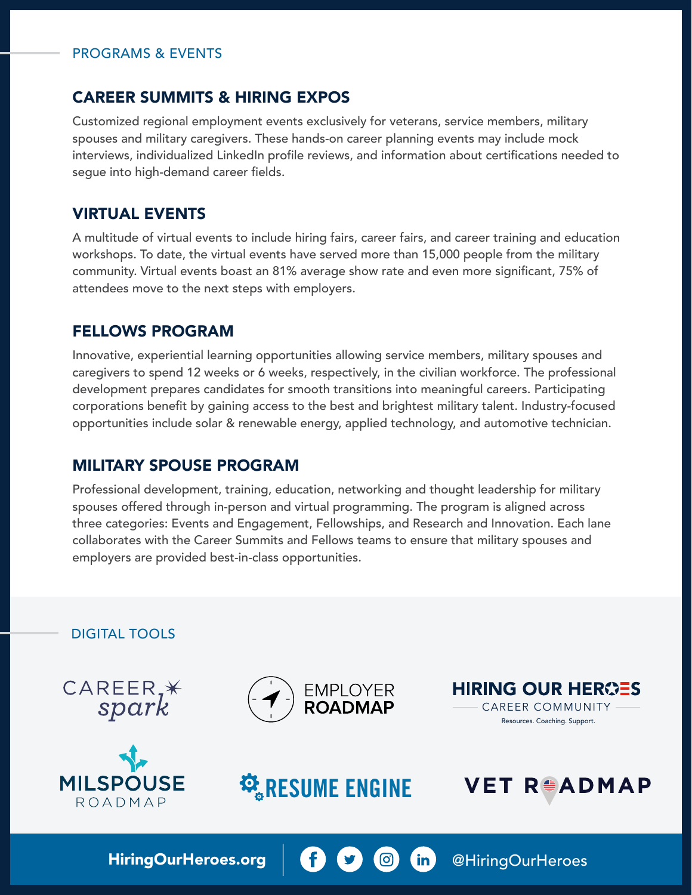PROGRAMS & EVENTS

## CAREER SUMMITS & HIRING EXPOS

Customized regional employment events exclusively for veterans, service members, military spouses and military caregivers. These hands-on career planning events may include mock interviews, individualized LinkedIn profile reviews, and information about certifications needed to segue into high-demand career fields.

## VIRTUAL EVENTS

A multitude of virtual events to include hiring fairs, career fairs, and career training and education workshops. To date, the virtual events have served more than 15,000 people from the military community. Virtual events boast an 81% average show rate and even more significant, 75% of attendees move to the next steps with employers.

## FELLOWS PROGRAM

Innovative, experiential learning opportunities allowing service members, military spouses and caregivers to spend 12 weeks or 6 weeks, respectively, in the civilian workforce. The professional development prepares candidates for smooth transitions into meaningful careers. Participating corporations benefit by gaining access to the best and brightest military talent. Industry-focused opportunities include solar & renewable energy, applied technology, and automotive technician.

## MILITARY SPOUSE PROGRAM

Professional development, training, education, networking and thought leadership for military spouses offered through in-person and virtual programming. The program is aligned across three categories: Events and Engagement, Fellowships, and Research and Innovation. Each lane collaborates with the Career Summits and Fellows teams to ensure that military spouses and employers are provided best-in-class opportunities.

DIGITAL TOOLS

CAREER spark

EMPLOYER ROADMAP

HIRING OUR HEROES CAREER COMMUNITY
Resources. Coaching. Support.

MILSPOUSE ROADMAP

RESUME ENGINE

VET ROADMAP

HiringOurHeroes.org | @HiringOurHeroes